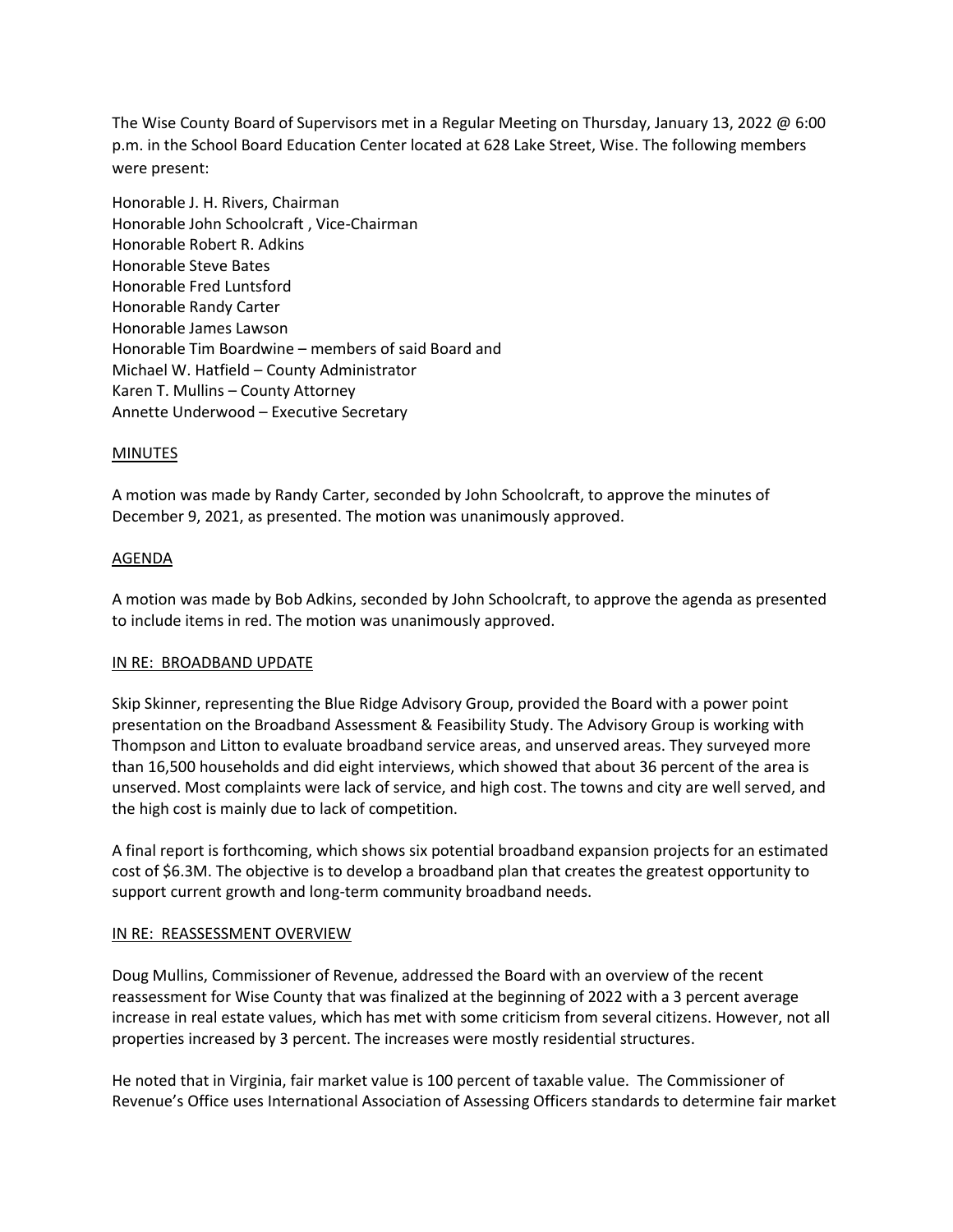The Wise County Board of Supervisors met in a Regular Meeting on Thursday, January 13, 2022 @ 6:00 p.m. in the School Board Education Center located at 628 Lake Street, Wise. The following members were present:

Honorable J. H. Rivers, Chairman
Honorable John Schoolcraft , Vice-Chairman
Honorable Robert R. Adkins
Honorable Steve Bates
Honorable Fred Luntsford
Honorable Randy Carter
Honorable James Lawson
Honorable Tim Boardwine – members of said Board and
Michael W. Hatfield – County Administrator
Karen T. Mullins – County Attorney
Annette Underwood – Executive Secretary

MINUTES

A motion was made by Randy Carter, seconded by John Schoolcraft, to approve the minutes of December 9, 2021, as presented. The motion was unanimously approved.

AGENDA

A motion was made by Bob Adkins, seconded by John Schoolcraft, to approve the agenda as presented to include items in red. The motion was unanimously approved.

IN RE: BROADBAND UPDATE

Skip Skinner, representing the Blue Ridge Advisory Group, provided the Board with a power point presentation on the Broadband Assessment & Feasibility Study. The Advisory Group is working with Thompson and Litton to evaluate broadband service areas, and unserved areas. They surveyed more than 16,500 households and did eight interviews, which showed that about 36 percent of the area is unserved. Most complaints were lack of service, and high cost. The towns and city are well served, and the high cost is mainly due to lack of competition.

A final report is forthcoming, which shows six potential broadband expansion projects for an estimated cost of $6.3M. The objective is to develop a broadband plan that creates the greatest opportunity to support current growth and long-term community broadband needs.

IN RE: REASSESSMENT OVERVIEW

Doug Mullins, Commissioner of Revenue, addressed the Board with an overview of the recent reassessment for Wise County that was finalized at the beginning of 2022 with a 3 percent average increase in real estate values, which has met with some criticism from several citizens. However, not all properties increased by 3 percent. The increases were mostly residential structures.

He noted that in Virginia, fair market value is 100 percent of taxable value. The Commissioner of Revenue's Office uses International Association of Assessing Officers standards to determine fair market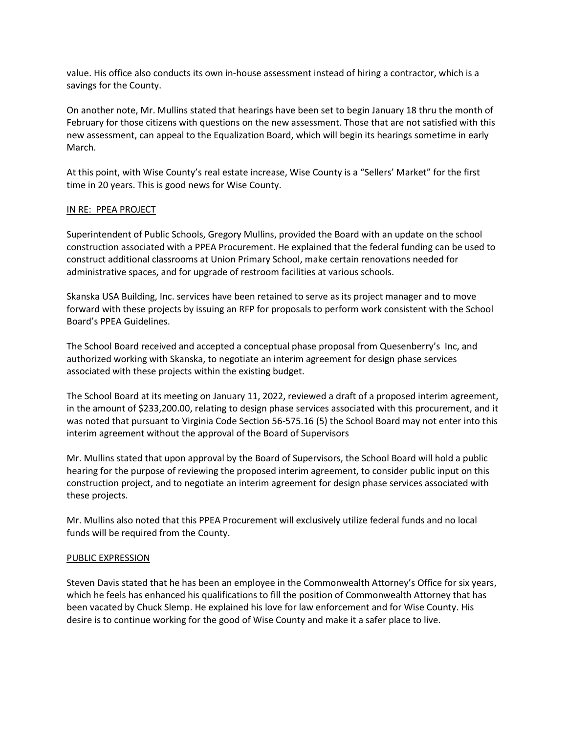value. His office also conducts its own in-house assessment instead of hiring a contractor, which is a savings for the County.

On another note, Mr. Mullins stated that hearings have been set to begin January 18 thru the month of February for those citizens with questions on the new assessment. Those that are not satisfied with this new assessment, can appeal to the Equalization Board, which will begin its hearings sometime in early March.

At this point, with Wise County's real estate increase, Wise County is a "Sellers' Market" for the first time in 20 years. This is good news for Wise County.

IN RE: PPEA PROJECT

Superintendent of Public Schools, Gregory Mullins, provided the Board with an update on the school construction associated with a PPEA Procurement. He explained that the federal funding can be used to construct additional classrooms at Union Primary School, make certain renovations needed for administrative spaces, and for upgrade of restroom facilities at various schools.

Skanska USA Building, Inc. services have been retained to serve as its project manager and to move forward with these projects by issuing an RFP for proposals to perform work consistent with the School Board's PPEA Guidelines.

The School Board received and accepted a conceptual phase proposal from Quesenberry's Inc, and authorized working with Skanska, to negotiate an interim agreement for design phase services associated with these projects within the existing budget.

The School Board at its meeting on January 11, 2022, reviewed a draft of a proposed interim agreement, in the amount of $233,200.00, relating to design phase services associated with this procurement, and it was noted that pursuant to Virginia Code Section 56-575.16 (5) the School Board may not enter into this interim agreement without the approval of the Board of Supervisors

Mr. Mullins stated that upon approval by the Board of Supervisors, the School Board will hold a public hearing for the purpose of reviewing the proposed interim agreement, to consider public input on this construction project, and to negotiate an interim agreement for design phase services associated with these projects.

Mr. Mullins also noted that this PPEA Procurement will exclusively utilize federal funds and no local funds will be required from the County.

PUBLIC EXPRESSION

Steven Davis stated that he has been an employee in the Commonwealth Attorney's Office for six years, which he feels has enhanced his qualifications to fill the position of Commonwealth Attorney that has been vacated by Chuck Slemp. He explained his love for law enforcement and for Wise County. His desire is to continue working for the good of Wise County and make it a safer place to live.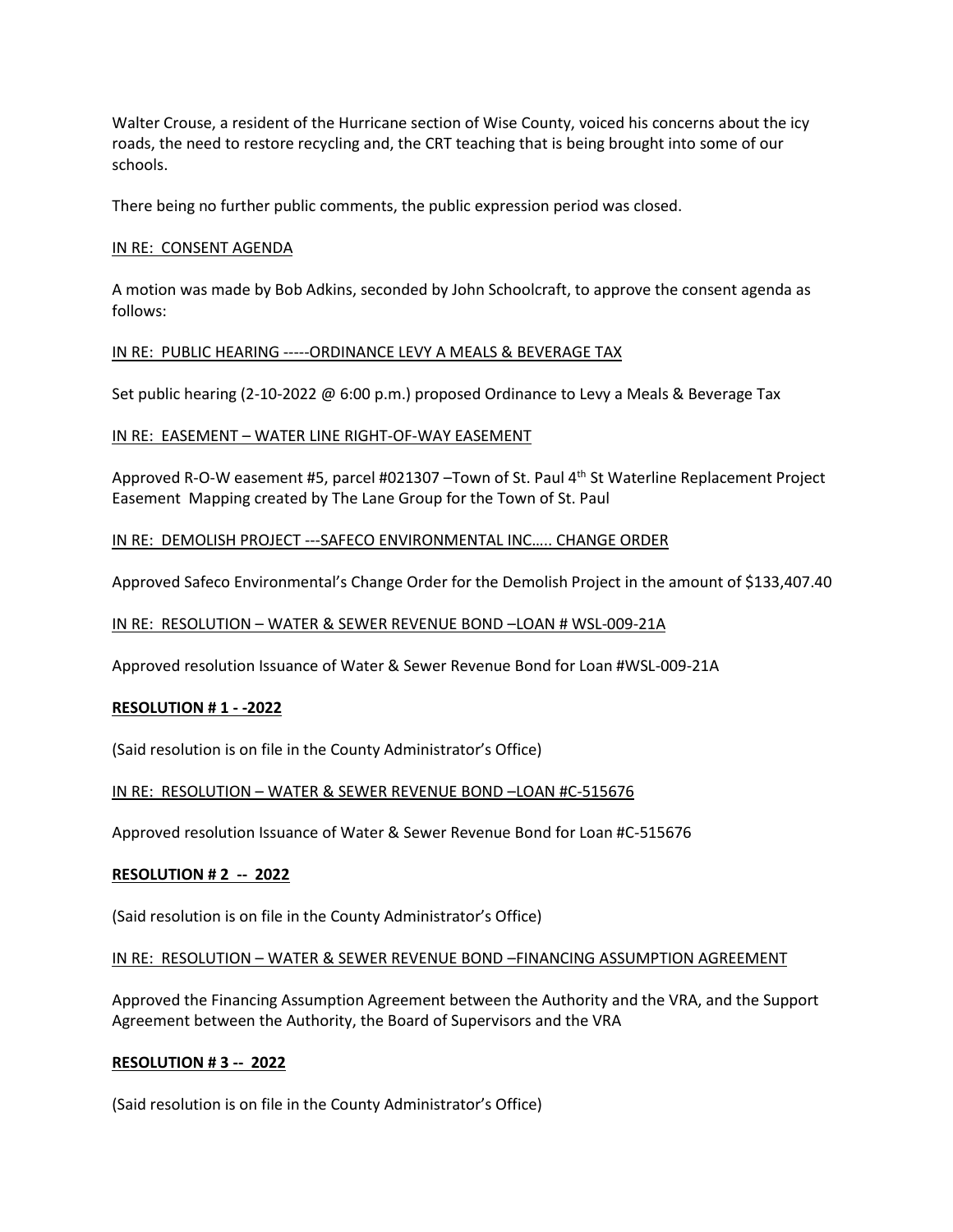Walter Crouse, a resident of the Hurricane section of Wise County, voiced his concerns about the icy roads, the need to restore recycling and, the CRT teaching that is being brought into some of our schools.

There being no further public comments, the public expression period was closed.

<u>IN RE: CONSENT AGENDA</u>

A motion was made by Bob Adkins, seconded by John Schoolcraft, to approve the consent agenda as follows:

<u>IN RE: PUBLIC HEARING -----ORDINANCE LEVY A MEALS & BEVERAGE TAX</u>

Set public hearing (2-10-2022 @ 6:00 p.m.) proposed Ordinance to Levy a Meals & Beverage Tax

<u>IN RE: EASEMENT – WATER LINE RIGHT-OF-WAY EASEMENT</u>

Approved R-O-W easement #5, parcel #021307 –Town of St. Paul 4th St Waterline Replacement Project Easement Mapping created by The Lane Group for the Town of St. Paul

<u>IN RE: DEMOLISH PROJECT ---SAFECO ENVIRONMENTAL INC….. CHANGE ORDER</u>

Approved Safeco Environmental's Change Order for the Demolish Project in the amount of $133,407.40

<u>IN RE: RESOLUTION – WATER & SEWER REVENUE BOND –LOAN # WSL-009-21A</u>

Approved resolution Issuance of Water & Sewer Revenue Bond for Loan #WSL-009-21A

**<u>RESOLUTION # 1 - -2022</u>**

(Said resolution is on file in the County Administrator's Office)

<u>IN RE: RESOLUTION – WATER & SEWER REVENUE BOND –LOAN #C-515676</u>

Approved resolution Issuance of Water & Sewer Revenue Bond for Loan #C-515676

**<u>RESOLUTION # 2 -- 2022</u>**

(Said resolution is on file in the County Administrator's Office)

<u>IN RE: RESOLUTION – WATER & SEWER REVENUE BOND –FINANCING ASSUMPTION AGREEMENT</u>

Approved the Financing Assumption Agreement between the Authority and the VRA, and the Support Agreement between the Authority, the Board of Supervisors and the VRA

**<u>RESOLUTION # 3 -- 2022</u>**

(Said resolution is on file in the County Administrator's Office)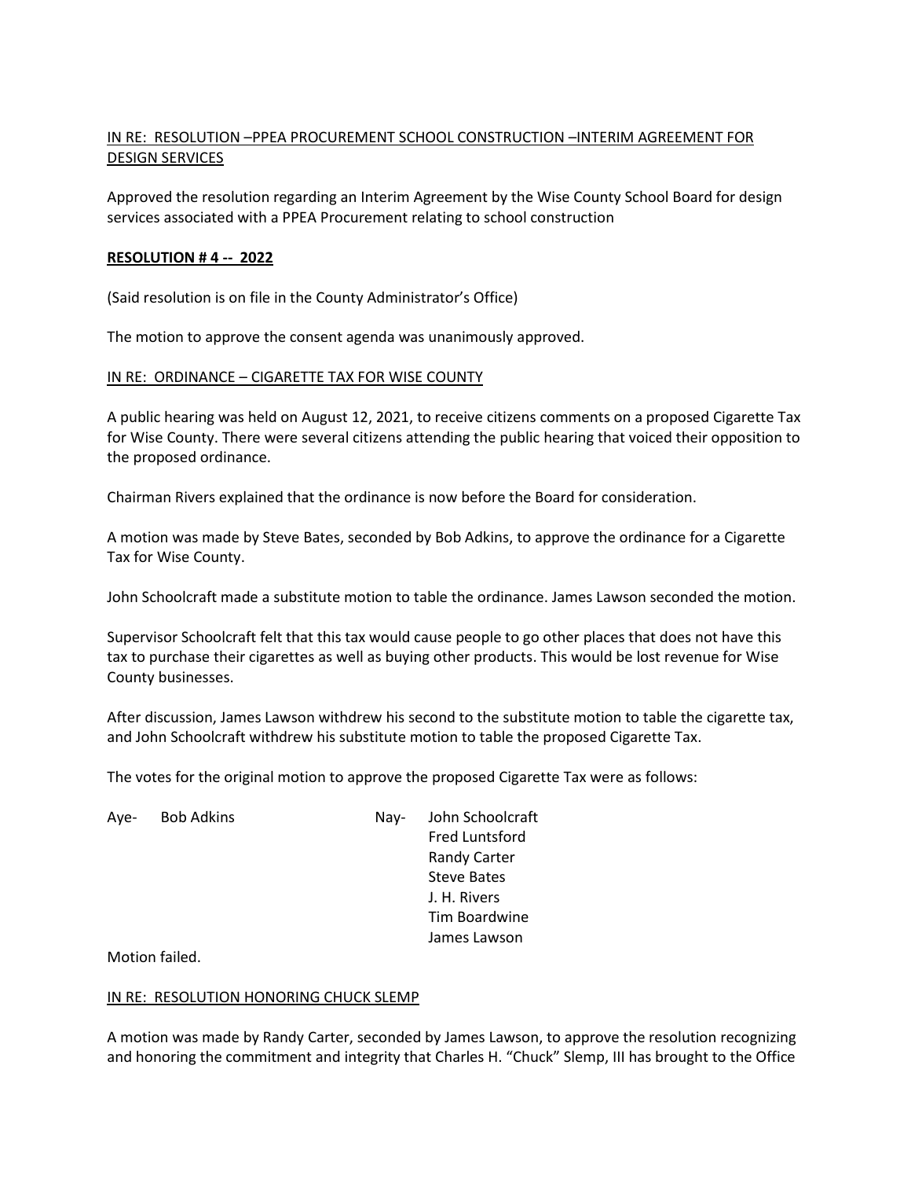IN RE: RESOLUTION –PPEA PROCUREMENT SCHOOL CONSTRUCTION –INTERIM AGREEMENT FOR DESIGN SERVICES

Approved the resolution regarding an Interim Agreement by the Wise County School Board for design services associated with a PPEA Procurement relating to school construction

**RESOLUTION # 4 -- 2022**

(Said resolution is on file in the County Administrator's Office)

The motion to approve the consent agenda was unanimously approved.

IN RE: ORDINANCE – CIGARETTE TAX FOR WISE COUNTY

A public hearing was held on August 12, 2021, to receive citizens comments on a proposed Cigarette Tax for Wise County. There were several citizens attending the public hearing that voiced their opposition to the proposed ordinance.

Chairman Rivers explained that the ordinance is now before the Board for consideration.

A motion was made by Steve Bates, seconded by Bob Adkins, to approve the ordinance for a Cigarette Tax for Wise County.

John Schoolcraft made a substitute motion to table the ordinance. James Lawson seconded the motion.

Supervisor Schoolcraft felt that this tax would cause people to go other places that does not have this tax to purchase their cigarettes as well as buying other products. This would be lost revenue for Wise County businesses.

After discussion, James Lawson withdrew his second to the substitute motion to table the cigarette tax, and John Schoolcraft withdrew his substitute motion to table the proposed Cigarette Tax.

The votes for the original motion to approve the proposed Cigarette Tax were as follows:

Aye- Bob Adkins

Nay- John Schoolcraft
Fred Luntsford
Randy Carter
Steve Bates
J. H. Rivers
Tim Boardwine
James Lawson

Motion failed.

IN RE: RESOLUTION HONORING CHUCK SLEMP

A motion was made by Randy Carter, seconded by James Lawson, to approve the resolution recognizing and honoring the commitment and integrity that Charles H. "Chuck" Slemp, III has brought to the Office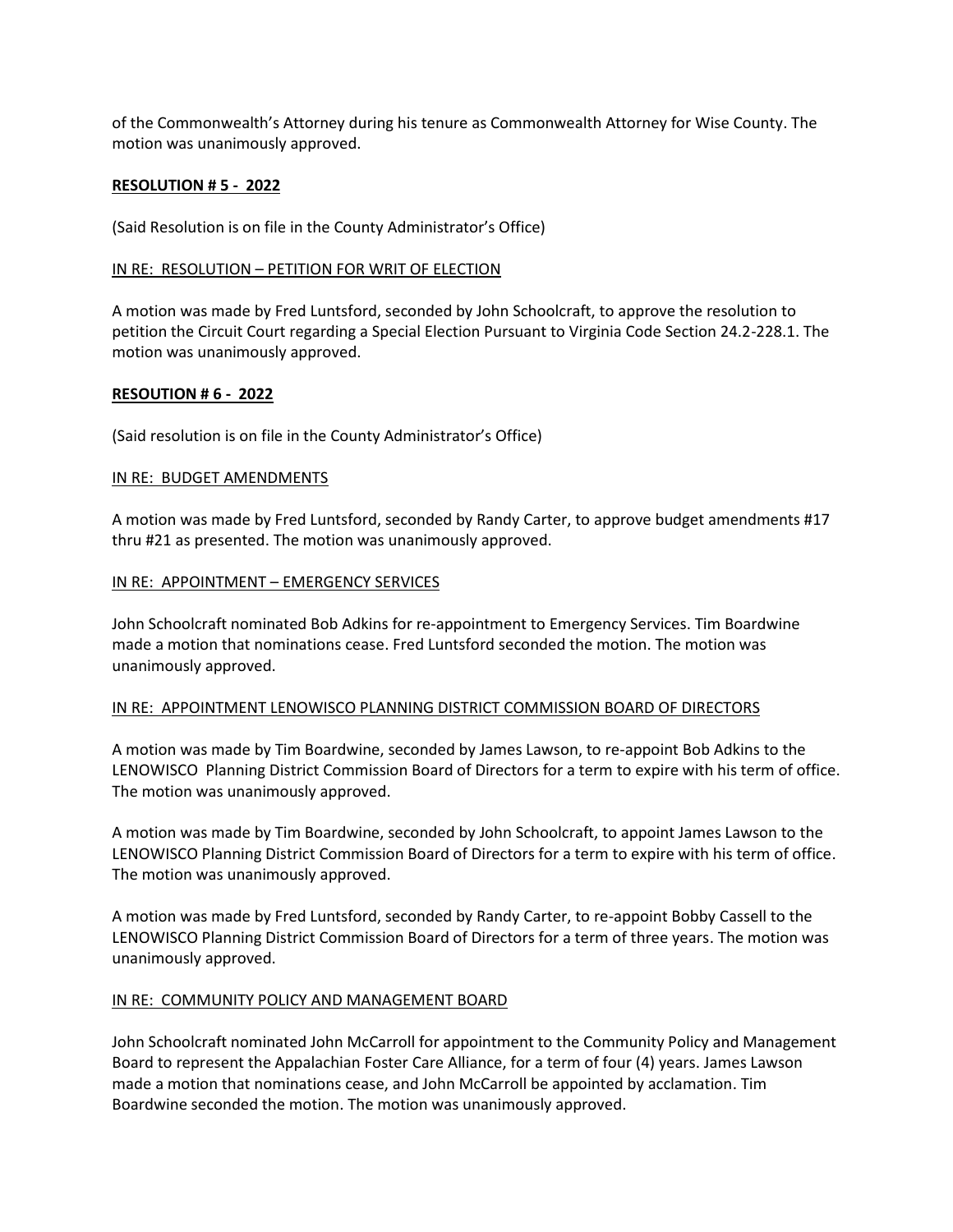of the Commonwealth's Attorney during his tenure as Commonwealth Attorney for Wise County. The motion was unanimously approved.

**RESOLUTION # 5 - 2022**

(Said Resolution is on file in the County Administrator's Office)

IN RE: RESOLUTION – PETITION FOR WRIT OF ELECTION

A motion was made by Fred Luntsford, seconded by John Schoolcraft, to approve the resolution to petition the Circuit Court regarding a Special Election Pursuant to Virginia Code Section 24.2-228.1. The motion was unanimously approved.

**RESOUTION # 6 - 2022**

(Said resolution is on file in the County Administrator's Office)

IN RE: BUDGET AMENDMENTS

A motion was made by Fred Luntsford, seconded by Randy Carter, to approve budget amendments #17 thru #21 as presented. The motion was unanimously approved.

IN RE: APPOINTMENT – EMERGENCY SERVICES

John Schoolcraft nominated Bob Adkins for re-appointment to Emergency Services. Tim Boardwine made a motion that nominations cease. Fred Luntsford seconded the motion. The motion was unanimously approved.

IN RE: APPOINTMENT LENOWISCO PLANNING DISTRICT COMMISSION BOARD OF DIRECTORS

A motion was made by Tim Boardwine, seconded by James Lawson, to re-appoint Bob Adkins to the LENOWISCO Planning District Commission Board of Directors for a term to expire with his term of office. The motion was unanimously approved.

A motion was made by Tim Boardwine, seconded by John Schoolcraft, to appoint James Lawson to the LENOWISCO Planning District Commission Board of Directors for a term to expire with his term of office. The motion was unanimously approved.

A motion was made by Fred Luntsford, seconded by Randy Carter, to re-appoint Bobby Cassell to the LENOWISCO Planning District Commission Board of Directors for a term of three years. The motion was unanimously approved.

IN RE: COMMUNITY POLICY AND MANAGEMENT BOARD

John Schoolcraft nominated John McCarroll for appointment to the Community Policy and Management Board to represent the Appalachian Foster Care Alliance, for a term of four (4) years. James Lawson made a motion that nominations cease, and John McCarroll be appointed by acclamation. Tim Boardwine seconded the motion. The motion was unanimously approved.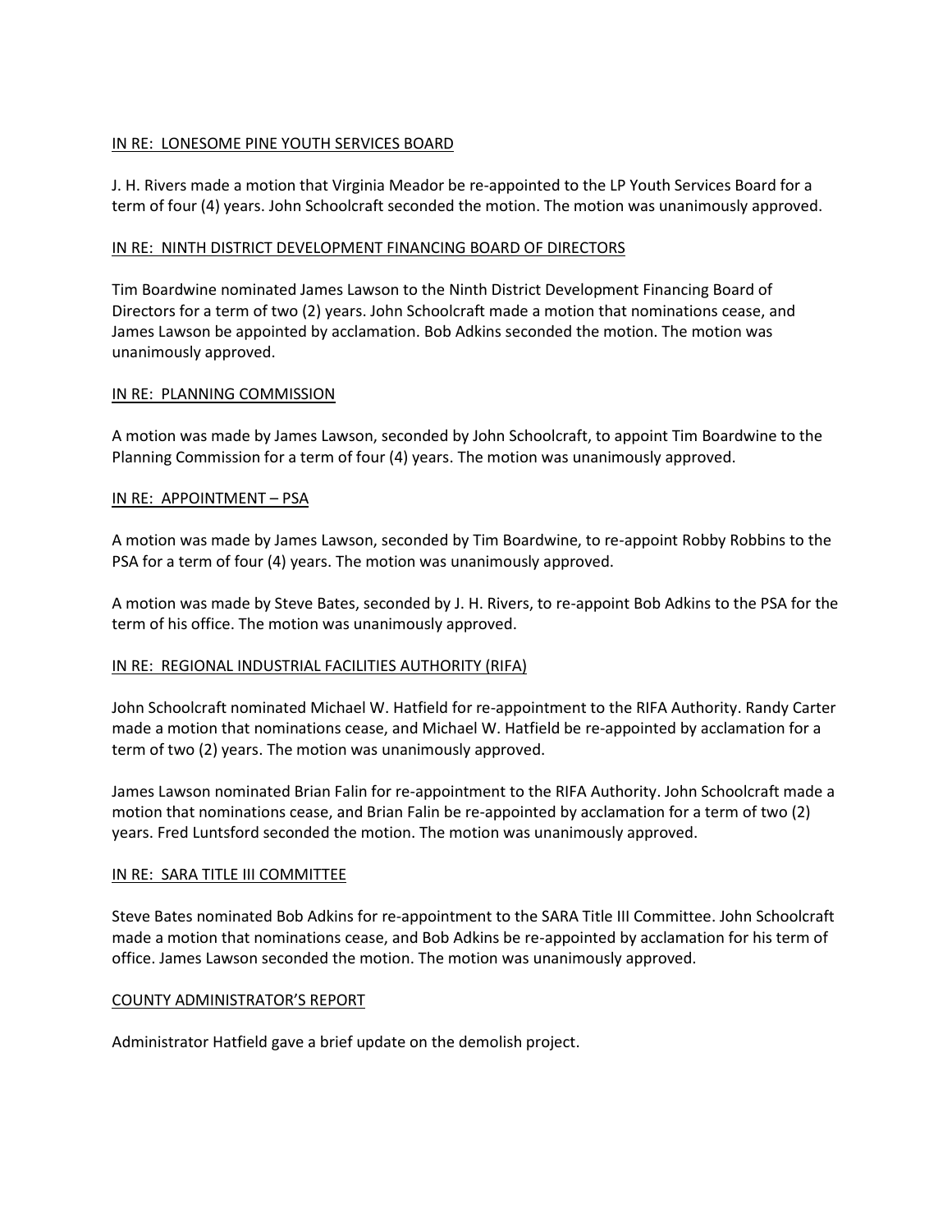IN RE: LONESOME PINE YOUTH SERVICES BOARD

J. H. Rivers made a motion that Virginia Meador be re-appointed to the LP Youth Services Board for a term of four (4) years. John Schoolcraft seconded the motion. The motion was unanimously approved.

IN RE: NINTH DISTRICT DEVELOPMENT FINANCING BOARD OF DIRECTORS

Tim Boardwine nominated James Lawson to the Ninth District Development Financing Board of Directors for a term of two (2) years. John Schoolcraft made a motion that nominations cease, and James Lawson be appointed by acclamation. Bob Adkins seconded the motion. The motion was unanimously approved.

IN RE: PLANNING COMMISSION

A motion was made by James Lawson, seconded by John Schoolcraft, to appoint Tim Boardwine to the Planning Commission for a term of four (4) years. The motion was unanimously approved.

IN RE: APPOINTMENT – PSA

A motion was made by James Lawson, seconded by Tim Boardwine, to re-appoint Robby Robbins to the PSA for a term of four (4) years. The motion was unanimously approved.

A motion was made by Steve Bates, seconded by J. H. Rivers, to re-appoint Bob Adkins to the PSA for the term of his office. The motion was unanimously approved.

IN RE: REGIONAL INDUSTRIAL FACILITIES AUTHORITY (RIFA)

John Schoolcraft nominated Michael W. Hatfield for re-appointment to the RIFA Authority. Randy Carter made a motion that nominations cease, and Michael W. Hatfield be re-appointed by acclamation for a term of two (2) years. The motion was unanimously approved.

James Lawson nominated Brian Falin for re-appointment to the RIFA Authority. John Schoolcraft made a motion that nominations cease, and Brian Falin be re-appointed by acclamation for a term of two (2) years. Fred Luntsford seconded the motion. The motion was unanimously approved.

IN RE: SARA TITLE III COMMITTEE

Steve Bates nominated Bob Adkins for re-appointment to the SARA Title III Committee. John Schoolcraft made a motion that nominations cease, and Bob Adkins be re-appointed by acclamation for his term of office. James Lawson seconded the motion. The motion was unanimously approved.

COUNTY ADMINISTRATOR'S REPORT

Administrator Hatfield gave a brief update on the demolish project.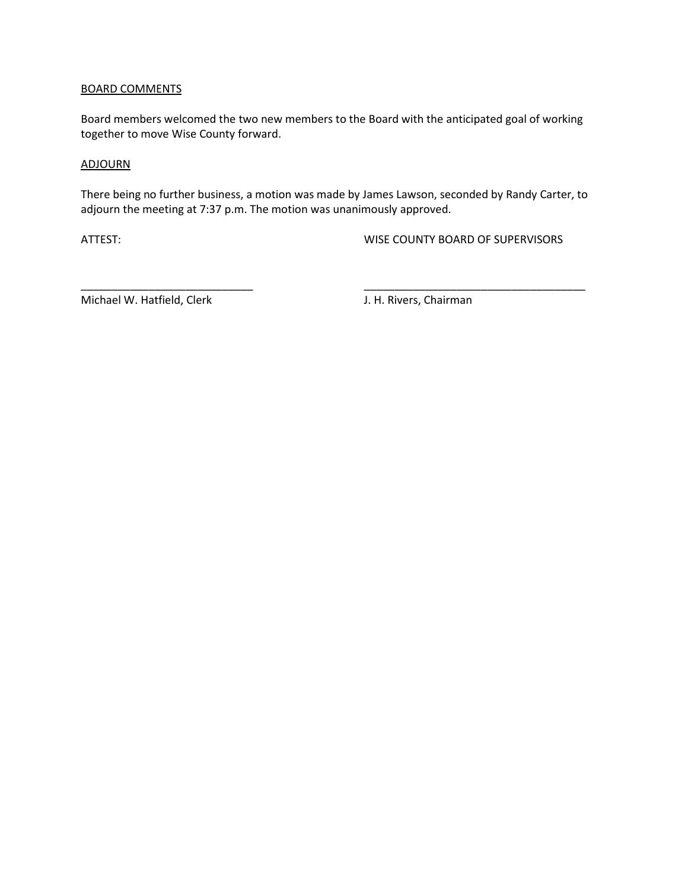<u>BOARD COMMENTS</u>

Board members welcomed the two new members to the Board with the anticipated goal of working together to move Wise County forward.

<u>ADJOURN</u>

There being no further business, a motion was made by James Lawson, seconded by Randy Carter, to adjourn the meeting at 7:37 p.m. The motion was unanimously approved.

ATTEST: WISE COUNTY BOARD OF SUPERVISORS

____________________________ ____________________________________

Michael W. Hatfield, Clerk J. H. Rivers, Chairman